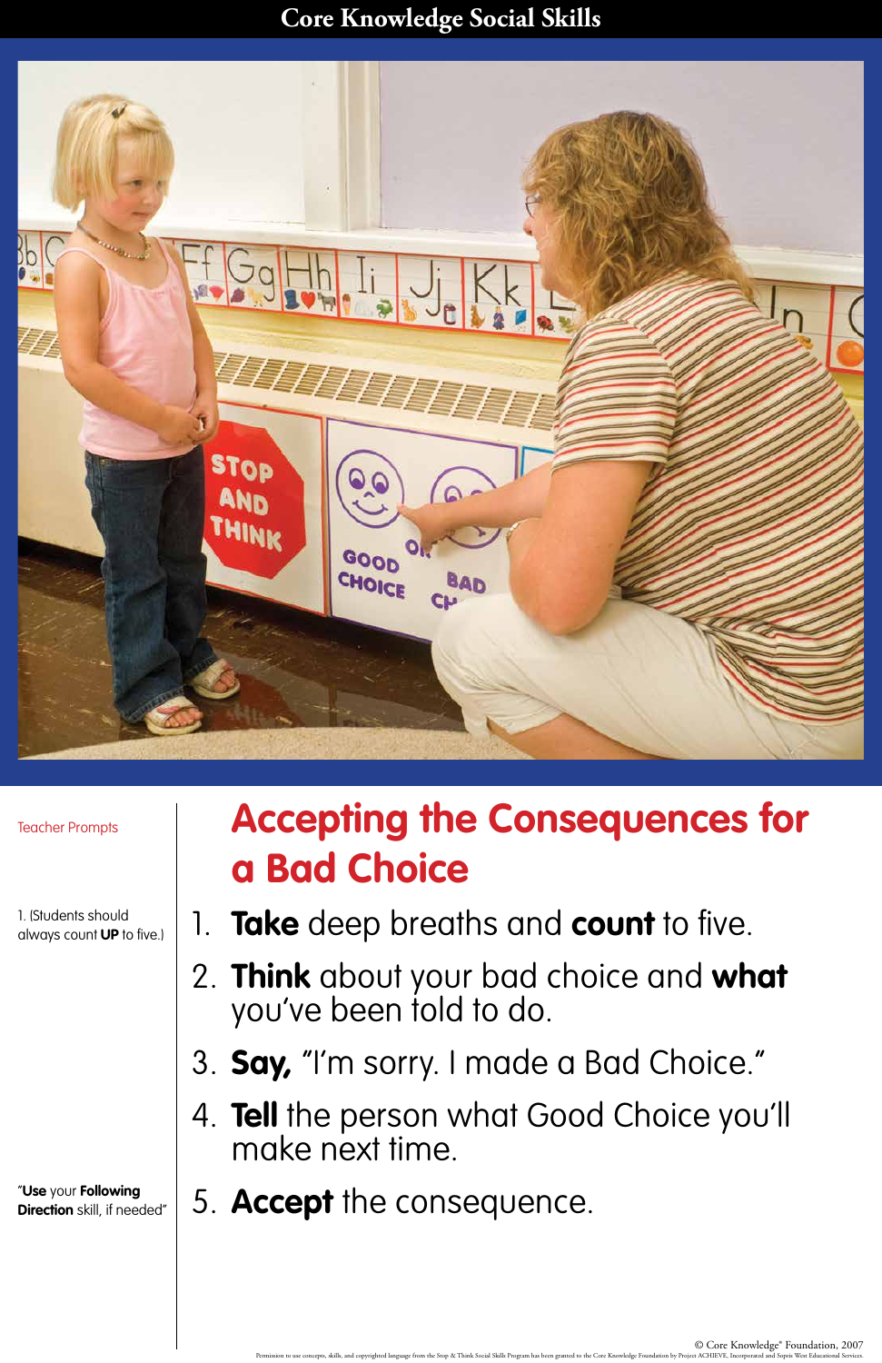# Core Knowledge Social Skills

## Accepting the Consequences for a Bad Choice

Teacher Prompts

1. (Students should always count **UP** to five.)

1. **Take** deep breaths and **count** to five.
2. **Think** about your bad choice and **what** you've been told to do.
3. **Say,** "I'm sorry. I made a Bad Choice."
4. **Tell** the person what Good Choice you'll make next time.
5. **Accept** the consequence.

"**Use** your **Following Direction** skill, if needed"

© Core Knowledge® Foundation, 2007

Permission to use concepts, skills, and copyrighted language from the Stop & Think Social Skills Program has been granted to the Core Knowledge Foundation by Project ACHIEVE, Incorporated and Sopris West Educational Services.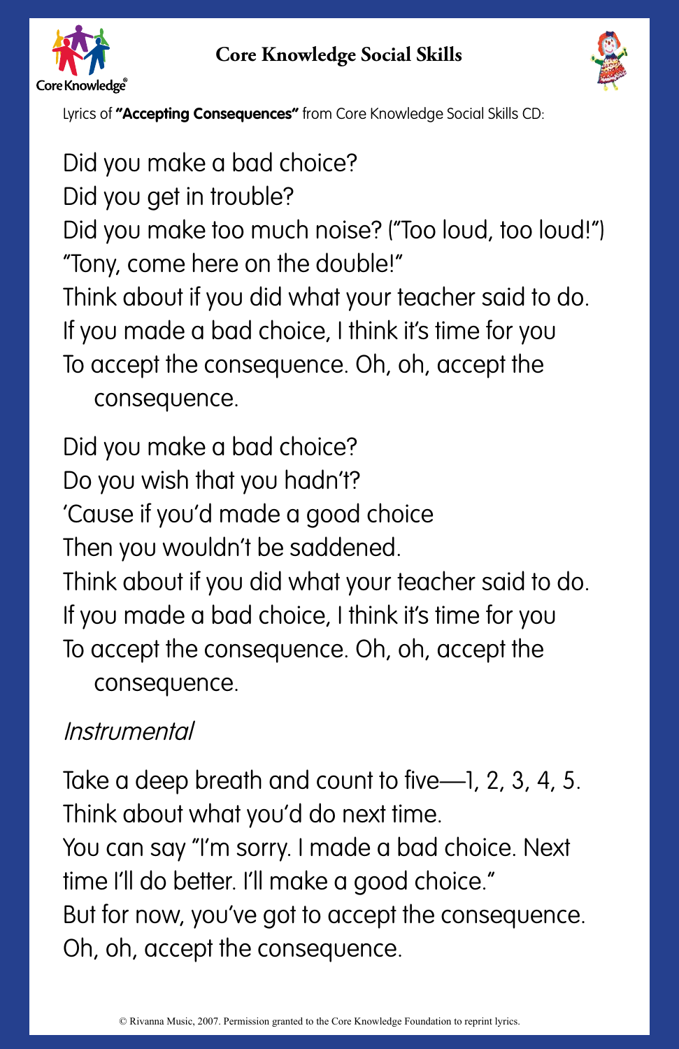# Core Knowledge Social Skills

Lyrics of **"Accepting Consequences"** from Core Knowledge Social Skills CD:

Did you make a bad choice?
Did you get in trouble?
Did you make too much noise? ("Too loud, too loud!")
"Tony, come here on the double!"
Think about if you did what your teacher said to do.
If you made a bad choice, I think it's time for you
To accept the consequence. Oh, oh, accept the consequence.

Did you make a bad choice?
Do you wish that you hadn't?
'Cause if you'd made a good choice
Then you wouldn't be saddened.
Think about if you did what your teacher said to do.
If you made a bad choice, I think it's time for you
To accept the consequence. Oh, oh, accept the consequence.

*Instrumental*

Take a deep breath and count to five—1, 2, 3, 4, 5.
Think about what you'd do next time.
You can say "I'm sorry. I made a bad choice. Next time I'll do better. I'll make a good choice."
But for now, you've got to accept the consequence.
Oh, oh, accept the consequence.

© Rivanna Music, 2007. Permission granted to the Core Knowledge Foundation to reprint lyrics.